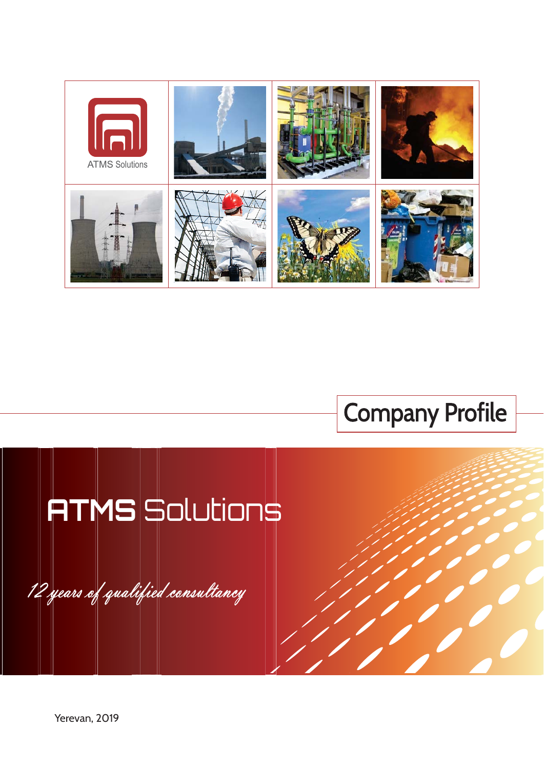ATMS Solutions

Company Profile

# ATMS Solutions

*12 years of qualified consultancy*

Yerevan, 2019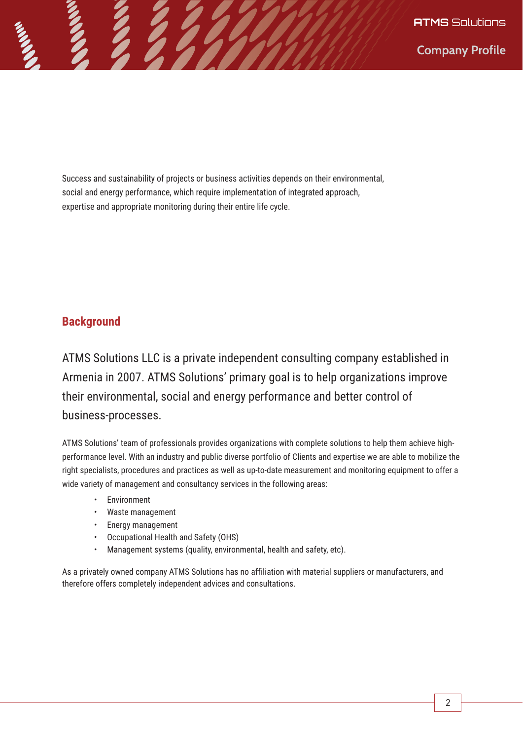Success and sustainability of projects or business activities depends on their environmental, social and energy performance, which require implementation of integrated approach, expertise and appropriate monitoring during their entire life cycle.

## Background

ATMS Solutions LLC is a private independent consulting company established in Armenia in 2007. ATMS Solutions' primary goal is to help organizations improve their environmental, social and energy performance and better control of business-processes.

ATMS Solutions' team of professionals provides organizations with complete solutions to help them achieve high-performance level. With an industry and public diverse portfolio of Clients and expertise we are able to mobilize the right specialists, procedures and practices as well as up-to-date measurement and monitoring equipment to offer a wide variety of management and consultancy services in the following areas:

- Environment
- Waste management
- Energy management
- Occupational Health and Safety (OHS)
- Management systems (quality, environmental, health and safety, etc).

As a privately owned company ATMS Solutions has no affiliation with material suppliers or manufacturers, and therefore offers completely independent advices and consultations.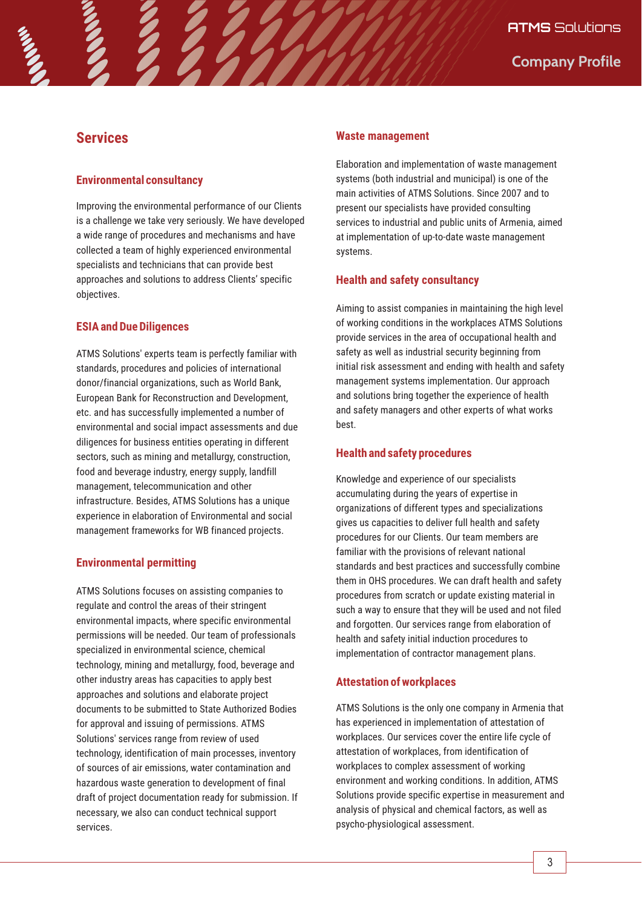## Services

### Environmental consultancy

Improving the environmental performance of our Clients is a challenge we take very seriously. We have developed a wide range of procedures and mechanisms and have collected a team of highly experienced environmental specialists and technicians that can provide best approaches and solutions to address Clients' specific objectives.

### ESIA and Due Diligences

ATMS Solutions' experts team is perfectly familiar with standards, procedures and policies of international donor/financial organizations, such as World Bank, European Bank for Reconstruction and Development, etc. and has successfully implemented a number of environmental and social impact assessments and due diligences for business entities operating in different sectors, such as mining and metallurgy, construction, food and beverage industry, energy supply, landfill management, telecommunication and other infrastructure. Besides, ATMS Solutions has a unique experience in elaboration of Environmental and social management frameworks for WB financed projects.

### Environmental permitting

ATMS Solutions focuses on assisting companies to regulate and control the areas of their stringent environmental impacts, where specific environmental permissions will be needed. Our team of professionals specialized in environmental science, chemical technology, mining and metallurgy, food, beverage and other industry areas has capacities to apply best approaches and solutions and elaborate project documents to be submitted to State Authorized Bodies for approval and issuing of permissions. ATMS Solutions' services range from review of used technology, identification of main processes, inventory of sources of air emissions, water contamination and hazardous waste generation to development of final draft of project documentation ready for submission. If necessary, we also can conduct technical support services.

### Waste management

Elaboration and implementation of waste management systems (both industrial and municipal) is one of the main activities of ATMS Solutions. Since 2007 and to present our specialists have provided consulting services to industrial and public units of Armenia, aimed at implementation of up-to-date waste management systems.

### Health and safety consultancy

Aiming to assist companies in maintaining the high level of working conditions in the workplaces ATMS Solutions provide services in the area of occupational health and safety as well as industrial security beginning from initial risk assessment and ending with health and safety management systems implementation. Our approach and solutions bring together the experience of health and safety managers and other experts of what works best.

### Health and safety procedures

Knowledge and experience of our specialists accumulating during the years of expertise in organizations of different types and specializations gives us capacities to deliver full health and safety procedures for our Clients. Our team members are familiar with the provisions of relevant national standards and best practices and successfully combine them in OHS procedures. We can draft health and safety procedures from scratch or update existing material in such a way to ensure that they will be used and not filed and forgotten. Our services range from elaboration of health and safety initial induction procedures to implementation of contractor management plans.

### Attestation of workplaces

ATMS Solutions is the only one company in Armenia that has experienced in implementation of attestation of workplaces. Our services cover the entire life cycle of attestation of workplaces, from identification of workplaces to complex assessment of working environment and working conditions. In addition, ATMS Solutions provide specific expertise in measurement and analysis of physical and chemical factors, as well as psycho-physiological assessment.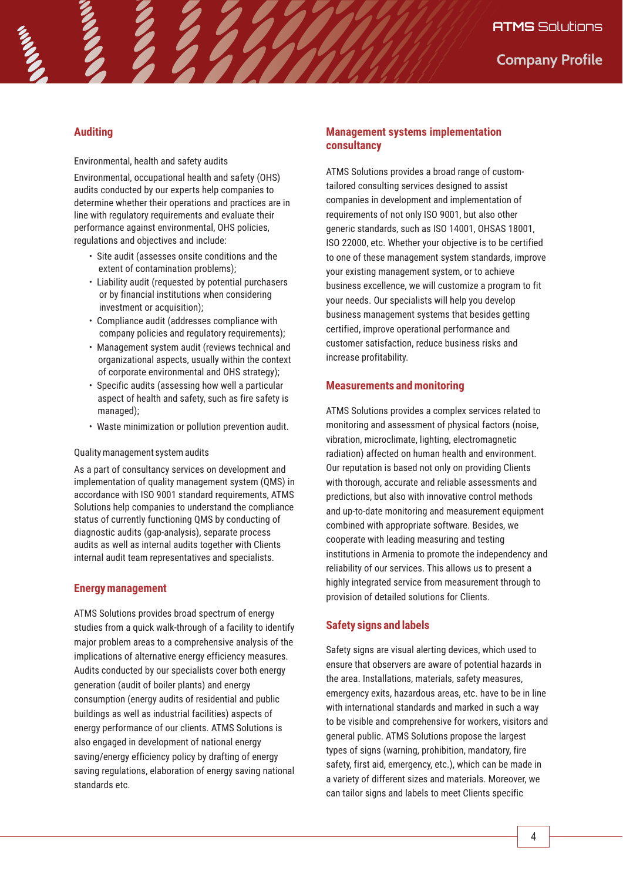## Auditing

Environmental, health and safety audits

Environmental, occupational health and safety (OHS) audits conducted by our experts help companies to determine whether their operations and practices are in line with regulatory requirements and evaluate their performance against environmental, OHS policies, regulations and objectives and include:

- Site audit (assesses onsite conditions and the extent of contamination problems);
- Liability audit (requested by potential purchasers or by financial institutions when considering investment or acquisition);
- Compliance audit (addresses compliance with company policies and regulatory requirements);
- Management system audit (reviews technical and organizational aspects, usually within the context of corporate environmental and OHS strategy);
- Specific audits (assessing how well a particular aspect of health and safety, such as fire safety is managed);
- Waste minimization or pollution prevention audit.

Quality management system audits

As a part of consultancy services on development and implementation of quality management system (QMS) in accordance with ISO 9001 standard requirements, ATMS Solutions help companies to understand the compliance status of currently functioning QMS by conducting of diagnostic audits (gap-analysis), separate process audits as well as internal audits together with Clients internal audit team representatives and specialists.

## Energy management

ATMS Solutions provides broad spectrum of energy studies from a quick walk-through of a facility to identify major problem areas to a comprehensive analysis of the implications of alternative energy efficiency measures. Audits conducted by our specialists cover both energy generation (audit of boiler plants) and energy consumption (energy audits of residential and public buildings as well as industrial facilities) aspects of energy performance of our clients. ATMS Solutions is also engaged in development of national energy saving/energy efficiency policy by drafting of energy saving regulations, elaboration of energy saving national standards etc.

## Management systems implementation consultancy

ATMS Solutions provides a broad range of custom-tailored consulting services designed to assist companies in development and implementation of requirements of not only ISO 9001, but also other generic standards, such as ISO 14001, OHSAS 18001, ISO 22000, etc. Whether your objective is to be certified to one of these management system standards, improve your existing management system, or to achieve business excellence, we will customize a program to fit your needs. Our specialists will help you develop business management systems that besides getting certified, improve operational performance and customer satisfaction, reduce business risks and increase profitability.

## Measurements and monitoring

ATMS Solutions provides a complex services related to monitoring and assessment of physical factors (noise, vibration, microclimate, lighting, electromagnetic radiation) affected on human health and environment. Our reputation is based not only on providing Clients with thorough, accurate and reliable assessments and predictions, but also with innovative control methods and up-to-date monitoring and measurement equipment combined with appropriate software. Besides, we cooperate with leading measuring and testing institutions in Armenia to promote the independency and reliability of our services. This allows us to present a highly integrated service from measurement through to provision of detailed solutions for Clients.

## Safety signs and labels

Safety signs are visual alerting devices, which used to ensure that observers are aware of potential hazards in the area. Installations, materials, safety measures, emergency exits, hazardous areas, etc. have to be in line with international standards and marked in such a way to be visible and comprehensive for workers, visitors and general public. ATMS Solutions propose the largest types of signs (warning, prohibition, mandatory, fire safety, first aid, emergency, etc.), which can be made in a variety of different sizes and materials. Moreover, we can tailor signs and labels to meet Clients specific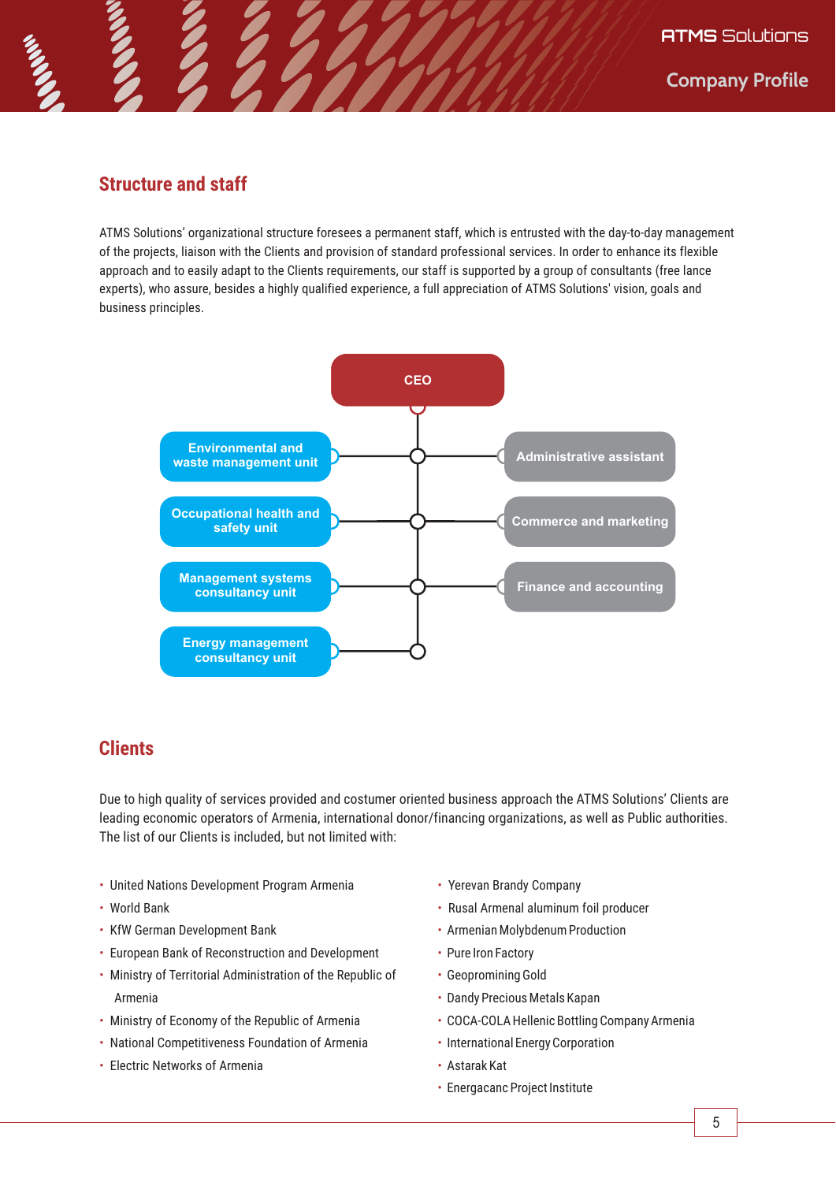## Structure and staff

ATMS Solutions' organizational structure foresees a permanent staff, which is entrusted with the day-to-day management of the projects, liaison with the Clients and provision of standard professional services. In order to enhance its flexible approach and to easily adapt to the Clients requirements, our staff is supported by a group of consultants (free lance experts), who assure, besides a highly qualified experience, a full appreciation of ATMS Solutions' vision, goals and business principles.

CEO

Environmental and waste management unit

Occupational health and safety unit

Management systems consultancy unit

Energy management consultancy unit

Administrative assistant

Commerce and marketing

Finance and accounting

## Clients

Due to high quality of services provided and costumer oriented business approach the ATMS Solutions' Clients are leading economic operators of Armenia, international donor/financing organizations, as well as Public authorities. The list of our Clients is included, but not limited with:

- United Nations Development Program Armenia
- World Bank
- KfW German Development Bank
- European Bank of Reconstruction and Development
- Ministry of Territorial Administration of the Republic of Armenia
- Ministry of Economy of the Republic of Armenia
- National Competitiveness Foundation of Armenia
- Electric Networks of Armenia
- Yerevan Brandy Company
- Rusal Armenal aluminum foil producer
- Armenian Molybdenum Production
- Pure Iron Factory
- Geopromining Gold
- Dandy Precious Metals Kapan
- COCA-COLA Hellenic Bottling Company Armenia
- International Energy Corporation
- Astarak Kat
- Energacanc Project Institute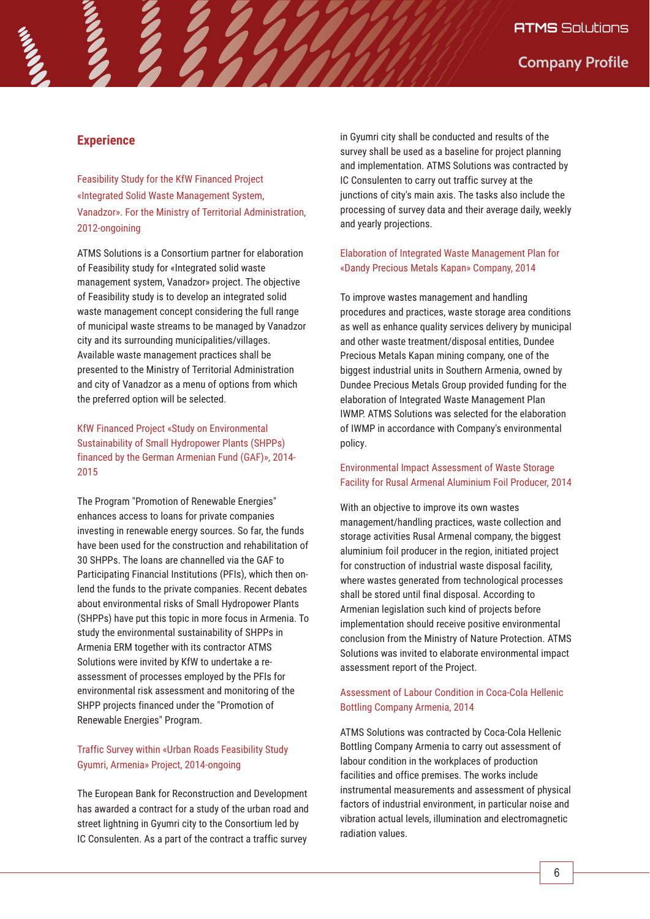## Experience

### Feasibility Study for the KfW Financed Project «Integrated Solid Waste Management System, Vanadzor». For the Ministry of Territorial Administration, 2012-ongoining

ATMS Solutions is a Consortium partner for elaboration of Feasibility study for «Integrated solid waste management system, Vanadzor» project. The objective of Feasibility study is to develop an integrated solid waste management concept considering the full range of municipal waste streams to be managed by Vanadzor city and its surrounding municipalities/villages. Available waste management practices shall be presented to the Ministry of Territorial Administration and city of Vanadzor as a menu of options from which the preferred option will be selected.

### KfW Financed Project «Study on Environmental Sustainability of Small Hydropower Plants (SHPPs) financed by the German Armenian Fund (GAF)», 2014-2015

The Program "Promotion of Renewable Energies" enhances access to loans for private companies investing in renewable energy sources. So far, the funds have been used for the construction and rehabilitation of 30 SHPPs. The loans are channelled via the GAF to Participating Financial Institutions (PFIs), which then on-lend the funds to the private companies. Recent debates about environmental risks of Small Hydropower Plants (SHPPs) have put this topic in more focus in Armenia. To study the environmental sustainability of SHPPs in Armenia ERM together with its contractor ATMS Solutions were invited by KfW to undertake a re-assessment of processes employed by the PFIs for environmental risk assessment and monitoring of the SHPP projects financed under the "Promotion of Renewable Energies" Program.

### Traffic Survey within «Urban Roads Feasibility Study Gyumri, Armenia» Project, 2014-ongoing

The European Bank for Reconstruction and Development has awarded a contract for a study of the urban road and street lightning in Gyumri city to the Consortium led by IC Consulenten. As a part of the contract a traffic survey in Gyumri city shall be conducted and results of the survey shall be used as a baseline for project planning and implementation. ATMS Solutions was contracted by IC Consulenten to carry out traffic survey at the junctions of city's main axis. The tasks also include the processing of survey data and their average daily, weekly and yearly projections.

### Elaboration of Integrated Waste Management Plan for «Dandy Precious Metals Kapan» Company, 2014

To improve wastes management and handling procedures and practices, waste storage area conditions as well as enhance quality services delivery by municipal and other waste treatment/disposal entities, Dundee Precious Metals Kapan mining company, one of the biggest industrial units in Southern Armenia, owned by Dundee Precious Metals Group provided funding for the elaboration of Integrated Waste Management Plan IWMP. ATMS Solutions was selected for the elaboration of IWMP in accordance with Company's environmental policy.

### Environmental Impact Assessment of Waste Storage Facility for Rusal Armenal Aluminium Foil Producer, 2014

With an objective to improve its own wastes management/handling practices, waste collection and storage activities Rusal Armenal company, the biggest aluminium foil producer in the region, initiated project for construction of industrial waste disposal facility, where wastes generated from technological processes shall be stored until final disposal. According to Armenian legislation such kind of projects before implementation should receive positive environmental conclusion from the Ministry of Nature Protection. ATMS Solutions was invited to elaborate environmental impact assessment report of the Project.

### Assessment of Labour Condition in Coca-Cola Hellenic Bottling Company Armenia, 2014

ATMS Solutions was contracted by Coca-Cola Hellenic Bottling Company Armenia to carry out assessment of labour condition in the workplaces of production facilities and office premises. The works include instrumental measurements and assessment of physical factors of industrial environment, in particular noise and vibration actual levels, illumination and electromagnetic radiation values.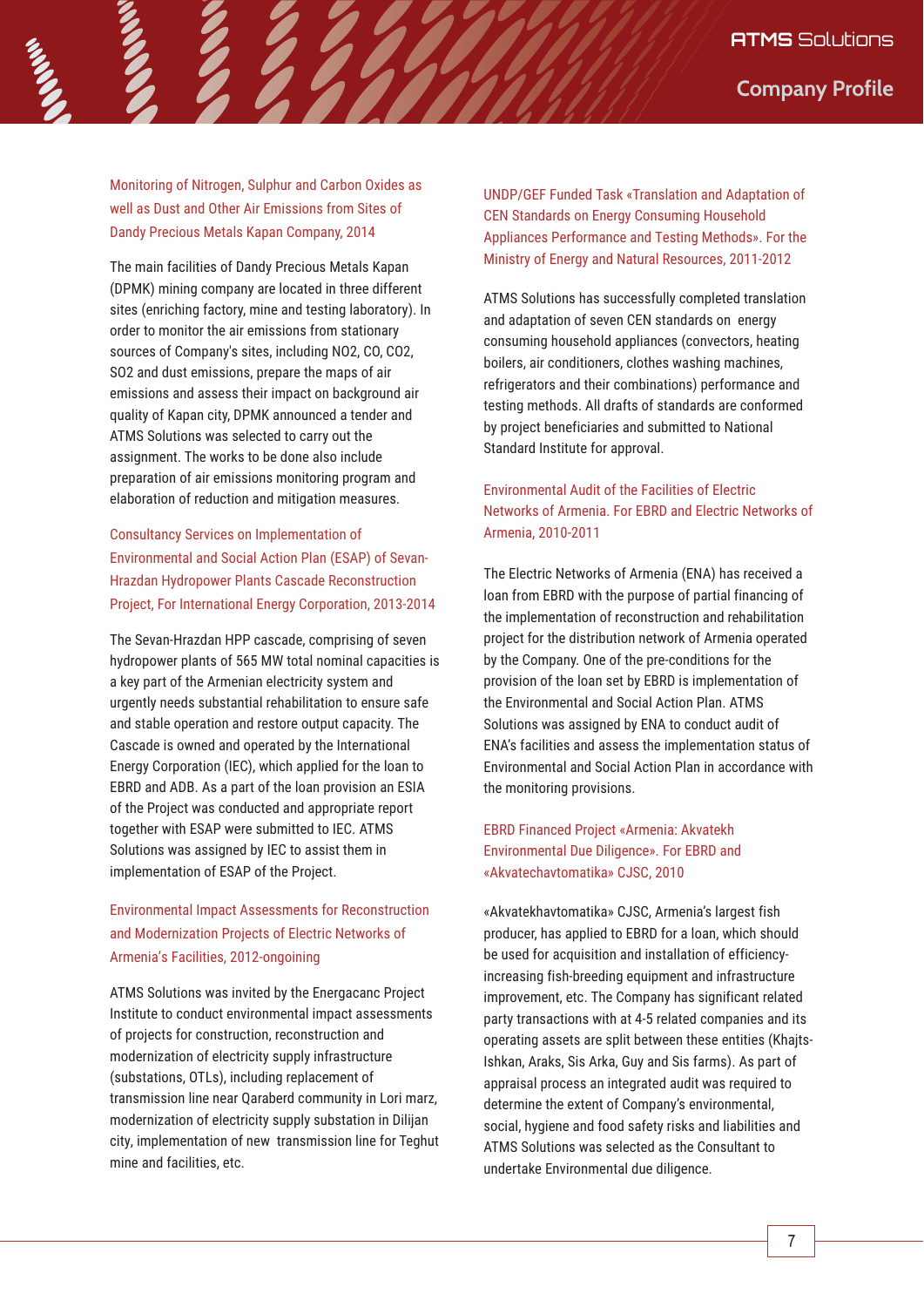### Monitoring of Nitrogen, Sulphur and Carbon Oxides as well as Dust and Other Air Emissions from Sites of Dandy Precious Metals Kapan Company, 2014

The main facilities of Dandy Precious Metals Kapan (DPMK) mining company are located in three different sites (enriching factory, mine and testing laboratory). In order to monitor the air emissions from stationary sources of Company's sites, including $NO_2$, CO, $CO_2$, $SO_2$ and dust emissions, prepare the maps of air emissions and assess their impact on background air quality of Kapan city, DPMK announced a tender and ATMS Solutions was selected to carry out the assignment. The works to be done also include preparation of air emissions monitoring program and elaboration of reduction and mitigation measures.

### Consultancy Services on Implementation of Environmental and Social Action Plan (ESAP) of Sevan-Hrazdan Hydropower Plants Cascade Reconstruction Project, For International Energy Corporation, 2013-2014

The Sevan-Hrazdan HPP cascade, comprising of seven hydropower plants of 565 MW total nominal capacities is a key part of the Armenian electricity system and urgently needs substantial rehabilitation to ensure safe and stable operation and restore output capacity. The Cascade is owned and operated by the International Energy Corporation (IEC), which applied for the loan to EBRD and ADB. As a part of the loan provision an ESIA of the Project was conducted and appropriate report together with ESAP were submitted to IEC. ATMS Solutions was assigned by IEC to assist them in implementation of ESAP of the Project.

### Environmental Impact Assessments for Reconstruction and Modernization Projects of Electric Networks of Armenia's Facilities, 2012-ongoing

ATMS Solutions was invited by the Energacanc Project Institute to conduct environmental impact assessments of projects for construction, reconstruction and modernization of electricity supply infrastructure (substations, OTLs), including replacement of transmission line near Qaraberd community in Lori marz, modernization of electricity supply substation in Dilijan city, implementation of new transmission line for Teghut mine and facilities, etc.

### UNDP/GEF Funded Task «Translation and Adaptation of CEN Standards on Energy Consuming Household Appliances Performance and Testing Methods». For the Ministry of Energy and Natural Resources, 2011-2012

ATMS Solutions has successfully completed translation and adaptation of seven CEN standards on energy consuming household appliances (convectors, heating boilers, air conditioners, clothes washing machines, refrigerators and their combinations) performance and testing methods. All drafts of standards are conformed by project beneficiaries and submitted to National Standard Institute for approval.

### Environmental Audit of the Facilities of Electric Networks of Armenia. For EBRD and Electric Networks of Armenia, 2010-2011

The Electric Networks of Armenia (ENA) has received a loan from EBRD with the purpose of partial financing of the implementation of reconstruction and rehabilitation project for the distribution network of Armenia operated by the Company. One of the pre-conditions for the provision of the loan set by EBRD is implementation of the Environmental and Social Action Plan. ATMS Solutions was assigned by ENA to conduct audit of ENA's facilities and assess the implementation status of Environmental and Social Action Plan in accordance with the monitoring provisions.

### EBRD Financed Project «Armenia: Akvatekh Environmental Due Diligence». For EBRD and «Akvatechavtomatika» CJSC, 2010

«Akvatekhavtomatika» CJSC, Armenia's largest fish producer, has applied to EBRD for a loan, which should be used for acquisition and installation of efficiency-increasing fish-breeding equipment and infrastructure improvement, etc. The Company has significant related party transactions with at 4-5 related companies and its operating assets are split between these entities (Khajts-Ishkan, Araks, Sis Arka, Guy and Sis farms). As part of appraisal process an integrated audit was required to determine the extent of Company's environmental, social, hygiene and food safety risks and liabilities and ATMS Solutions was selected as the Consultant to undertake Environmental due diligence.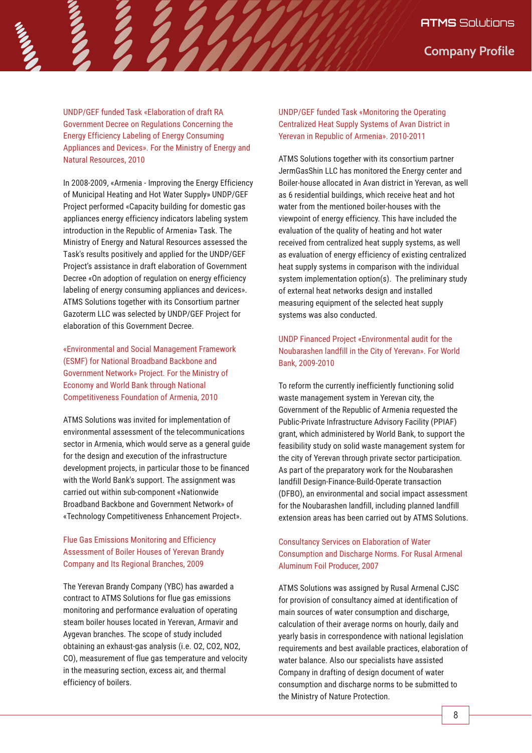### UNDP/GEF funded Task «Elaboration of draft RA Government Decree on Regulations Concerning the Energy Efficiency Labeling of Energy Consuming Appliances and Devices». For the Ministry of Energy and Natural Resources, 2010

In 2008-2009, «Armenia - Improving the Energy Efficiency of Municipal Heating and Hot Water Supply» UNDP/GEF Project performed «Capacity building for domestic gas appliances energy efficiency indicators labeling system introduction in the Republic of Armenia» Task. The Ministry of Energy and Natural Resources assessed the Task's results positively and applied for the UNDP/GEF Project's assistance in draft elaboration of Government Decree «On adoption of regulation on energy efficiency labeling of energy consuming appliances and devices». ATMS Solutions together with its Consortium partner Gazoterm LLC was selected by UNDP/GEF Project for elaboration of this Government Decree.

### «Environmental and Social Management Framework (ESMF) for National Broadband Backbone and Government Network» Project. For the Ministry of Economy and World Bank through National Competitiveness Foundation of Armenia, 2010

ATMS Solutions was invited for implementation of environmental assessment of the telecommunications sector in Armenia, which would serve as a general guide for the design and execution of the infrastructure development projects, in particular those to be financed with the World Bank's support. The assignment was carried out within sub-component «Nationwide Broadband Backbone and Government Network» of «Technology Competitiveness Enhancement Project».

### Flue Gas Emissions Monitoring and Efficiency Assessment of Boiler Houses of Yerevan Brandy Company and Its Regional Branches, 2009

The Yerevan Brandy Company (YBC) has awarded a contract to ATMS Solutions for flue gas emissions monitoring and performance evaluation of operating steam boiler houses located in Yerevan, Armavir and Aygevan branches. The scope of study included obtaining an exhaust-gas analysis (i.e. O2, CO2, NO2, CO), measurement of flue gas temperature and velocity in the measuring section, excess air, and thermal efficiency of boilers.

### UNDP/GEF funded Task «Monitoring the Operating Centralized Heat Supply Systems of Avan District in Yerevan in Republic of Armenia». 2010-2011

ATMS Solutions together with its consortium partner JermGasShin LLC has monitored the Energy center and Boiler-house allocated in Avan district in Yerevan, as well as 6 residential buildings, which receive heat and hot water from the mentioned boiler-houses with the viewpoint of energy efficiency. This have included the evaluation of the quality of heating and hot water received from centralized heat supply systems, as well as evaluation of energy efficiency of existing centralized heat supply systems in comparison with the individual system implementation option(s). The preliminary study of external heat networks design and installed measuring equipment of the selected heat supply systems was also conducted.

### UNDP Financed Project «Environmental audit for the Noubarashen landfill in the City of Yerevan». For World Bank, 2009-2010

To reform the currently inefficiently functioning solid waste management system in Yerevan city, the Government of the Republic of Armenia requested the Public-Private Infrastructure Advisory Facility (PPIAF) grant, which administered by World Bank, to support the feasibility study on solid waste management system for the city of Yerevan through private sector participation. As part of the preparatory work for the Noubarashen landfill Design-Finance-Build-Operate transaction (DFBO), an environmental and social impact assessment for the Noubarashen landfill, including planned landfill extension areas has been carried out by ATMS Solutions.

### Consultancy Services on Elaboration of Water Consumption and Discharge Norms. For Rusal Armenal Aluminum Foil Producer, 2007

ATMS Solutions was assigned by Rusal Armenal CJSC for provision of consultancy aimed at identification of main sources of water consumption and discharge, calculation of their average norms on hourly, daily and yearly basis in correspondence with national legislation requirements and best available practices, elaboration of water balance. Also our specialists have assisted Company in drafting of design document of water consumption and discharge norms to be submitted to the Ministry of Nature Protection.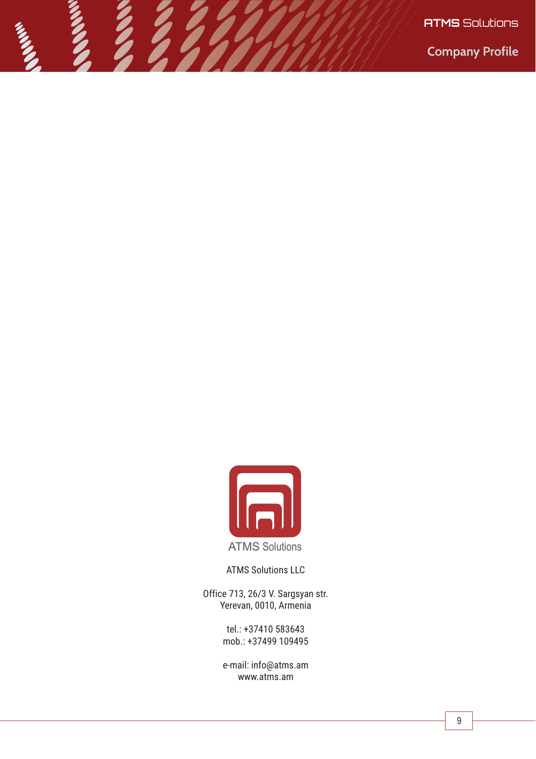ATMS Solutions

ATMS Solutions LLC

Office 713, 26/3 V. Sargsyan str.
Yerevan, 0010, Armenia

tel.: +37410 583643
mob.: +37499 109495

e-mail: info@atms.am
www.atms.am